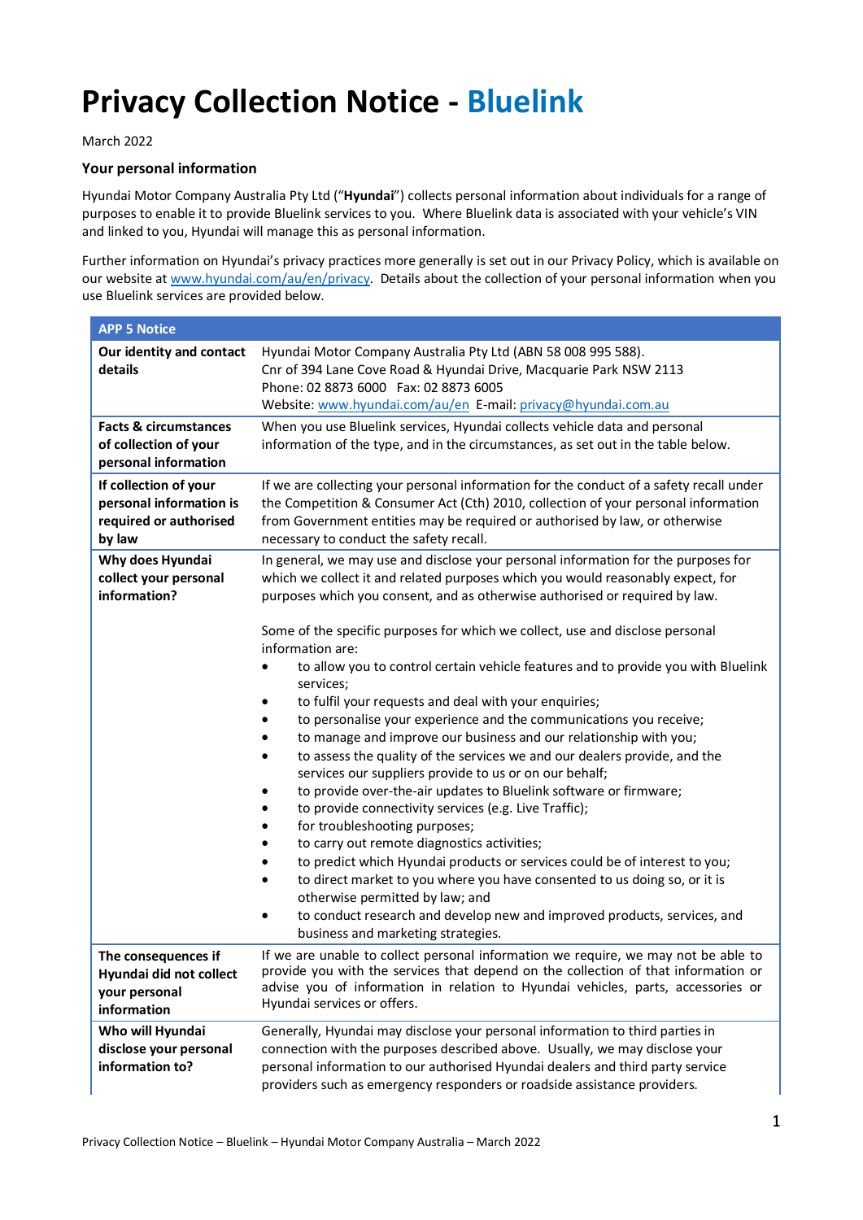# Privacy Collection Notice - Bluelink

March 2022

### Your personal information

Hyundai Motor Company Australia Pty Ltd ("**Hyundai**") collects personal information about individuals for a range of purposes to enable it to provide Bluelink services to you. Where Bluelink data is associated with your vehicle's VIN and linked to you, Hyundai will manage this as personal information.

Further information on Hyundai's privacy practices more generally is set out in our Privacy Policy, which is available on our website at www.hyundai.com/au/en/privacy. Details about the collection of your personal information when you use Bluelink services are provided below.

| APP 5 Notice | |
|---|---|
| **Our identity and contact details** | Hyundai Motor Company Australia Pty Ltd (ABN 58 008 995 588).<br>Cnr of 394 Lane Cove Road & Hyundai Drive, Macquarie Park NSW 2113<br>Phone: 02 8873 6000 Fax: 02 8873 6005<br>Website: www.hyundai.com/au/en E-mail: privacy@hyundai.com.au |
| **Facts & circumstances of collection of your personal information** | When you use Bluelink services, Hyundai collects vehicle data and personal information of the type, and in the circumstances, as set out in the table below. |
| **If collection of your personal information is required or authorised by law** | If we are collecting your personal information for the conduct of a safety recall under the Competition & Consumer Act (Cth) 2010, collection of your personal information from Government entities may be required or authorised by law, or otherwise necessary to conduct the safety recall. |
| **Why does Hyundai collect your personal information?** | In general, we may use and disclose your personal information for the purposes for which we collect it and related purposes which you would reasonably expect, for purposes which you consent, and as otherwise authorised or required by law.<br><br>Some of the specific purposes for which we collect, use and disclose personal information are:<br>• to allow you to control certain vehicle features and to provide you with Bluelink services;<br>• to fulfil your requests and deal with your enquiries;<br>• to personalise your experience and the communications you receive;<br>• to manage and improve our business and our relationship with you;<br>• to assess the quality of the services we and our dealers provide, and the services our suppliers provide to us or on our behalf;<br>• to provide over-the-air updates to Bluelink software or firmware;<br>• to provide connectivity services (e.g. Live Traffic);<br>• for troubleshooting purposes;<br>• to carry out remote diagnostics activities;<br>• to predict which Hyundai products or services could be of interest to you;<br>• to direct market to you where you have consented to us doing so, or it is otherwise permitted by law; and<br>• to conduct research and develop new and improved products, services, and business and marketing strategies. |
| **The consequences if Hyundai did not collect your personal information** | If we are unable to collect personal information we require, we may not be able to provide you with the services that depend on the collection of that information or advise you of information in relation to Hyundai vehicles, parts, accessories or Hyundai services or offers. |
| **Who will Hyundai disclose your personal information to?** | Generally, Hyundai may disclose your personal information to third parties in connection with the purposes described above. Usually, we may disclose your personal information to our authorised Hyundai dealers and third party service providers such as emergency responders or roadside assistance providers. |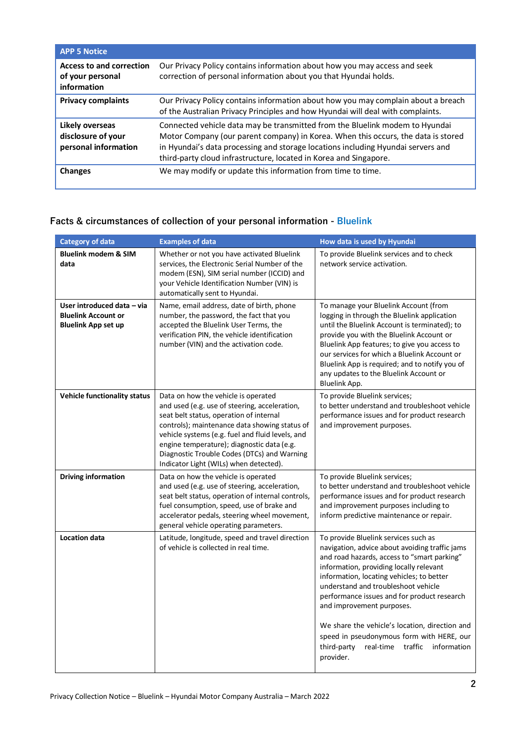| APP 5 Notice | |
|---|---|
| **Access to and correction of your personal information** | Our Privacy Policy contains information about how you may access and seek correction of personal information about you that Hyundai holds. |
| **Privacy complaints** | Our Privacy Policy contains information about how you may complain about a breach of the Australian Privacy Principles and how Hyundai will deal with complaints. |
| **Likely overseas disclosure of your personal information** | Connected vehicle data may be transmitted from the Bluelink modem to Hyundai Motor Company (our parent company) in Korea. When this occurs, the data is stored in Hyundai's data processing and storage locations including Hyundai servers and third-party cloud infrastructure, located in Korea and Singapore. |
| **Changes** | We may modify or update this information from time to time. |

## Facts & circumstances of collection of your personal information - Bluelink

| Category of data | Examples of data | How data is used by Hyundai |
|---|---|---|
| **Bluelink modem & SIM data** | Whether or not you have activated Bluelink services, the Electronic Serial Number of the modem (ESN), SIM serial number (ICCID) and your Vehicle Identification Number (VIN) is automatically sent to Hyundai. | To provide Bluelink services and to check network service activation. |
| **User introduced data – via Bluelink Account or Bluelink App set up** | Name, email address, date of birth, phone number, the password, the fact that you accepted the Bluelink User Terms, the verification PIN, the vehicle identification number (VIN) and the activation code. | To manage your Bluelink Account (from logging in through the Bluelink application until the Bluelink Account is terminated); to provide you with the Bluelink Account or Bluelink App features; to give you access to our services for which a Bluelink Account or Bluelink App is required; and to notify you of any updates to the Bluelink Account or Bluelink App. |
| **Vehicle functionality status** | Data on how the vehicle is operated and used (e.g. use of steering, acceleration, seat belt status, operation of internal controls); maintenance data showing status of vehicle systems (e.g. fuel and fluid levels, and engine temperature); diagnostic data (e.g. Diagnostic Trouble Codes (DTCs) and Warning Indicator Light (WILs) when detected). | To provide Bluelink services; to better understand and troubleshoot vehicle performance issues and for product research and improvement purposes. |
| **Driving information** | Data on how the vehicle is operated and used (e.g. use of steering, acceleration, seat belt status, operation of internal controls, fuel consumption, speed, use of brake and accelerator pedals, steering wheel movement, general vehicle operating parameters. | To provide Bluelink services; to better understand and troubleshoot vehicle performance issues and for product research and improvement purposes including to inform predictive maintenance or repair. |
| **Location data** | Latitude, longitude, speed and travel direction of vehicle is collected in real time. | To provide Bluelink services such as navigation, advice about avoiding traffic jams and road hazards, access to "smart parking" information, providing locally relevant information, locating vehicles; to better understand and troubleshoot vehicle performance issues and for product research and improvement purposes.<br><br>We share the vehicle's location, direction and speed in pseudonymous form with HERE, our third-party real-time traffic information provider. |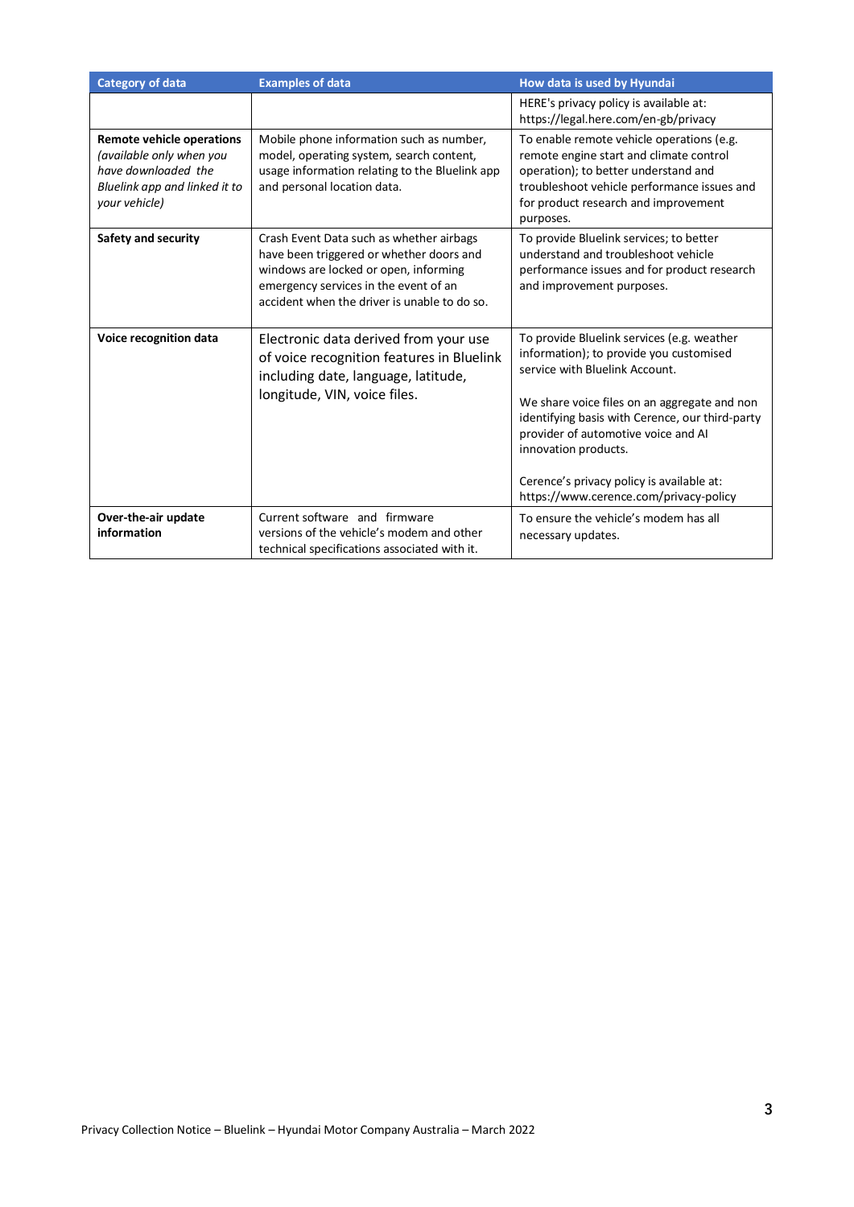| Category of data | Examples of data | How data is used by Hyundai |
|---|---|---|
| | | HERE's privacy policy is available at: https://legal.here.com/en-gb/privacy |
| **Remote vehicle operations** *(available only when you have downloaded the Bluelink app and linked it to your vehicle)* | Mobile phone information such as number, model, operating system, search content, usage information relating to the Bluelink app and personal location data. | To enable remote vehicle operations (e.g. remote engine start and climate control operation); to better understand and troubleshoot vehicle performance issues and for product research and improvement purposes. |
| **Safety and security** | Crash Event Data such as whether airbags have been triggered or whether doors and windows are locked or open, informing emergency services in the event of an accident when the driver is unable to do so. | To provide Bluelink services; to better understand and troubleshoot vehicle performance issues and for product research and improvement purposes. |
| **Voice recognition data** | Electronic data derived from your use of voice recognition features in Bluelink including date, language, latitude, longitude, VIN, voice files. | To provide Bluelink services (e.g. weather information); to provide you customised service with Bluelink Account.<br><br>We share voice files on an aggregate and non identifying basis with Cerence, our third-party provider of automotive voice and AI innovation products.<br><br>Cerence's privacy policy is available at: https://www.cerence.com/privacy-policy |
| **Over-the-air update information** | Current software and firmware versions of the vehicle's modem and other technical specifications associated with it. | To ensure the vehicle's modem has all necessary updates. |